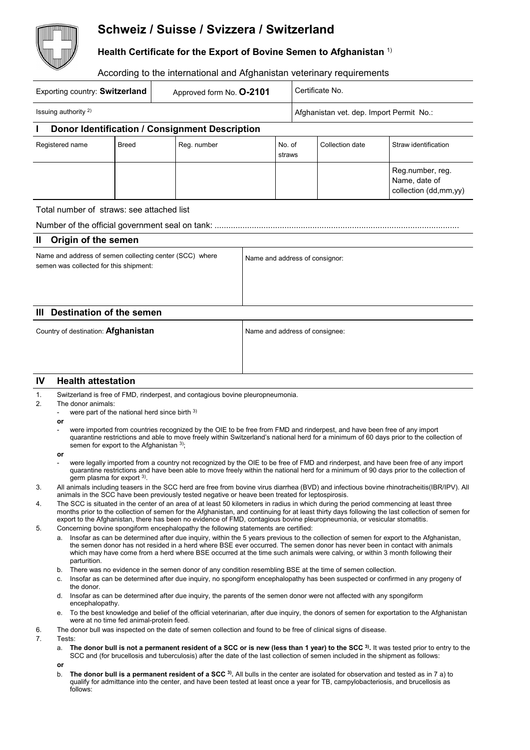# Schweiz / Suisse / Svizzera / Switzerland

## Health Certificate for the Export of Bovine Semen to Afghanistan [1)]

According to the international and Afghanistan veterinary requirements

| Exporting country: **Switzerland** | Approved form No. **O-2101** | Certificate No. |
|---|---|---|
| Issuing authority [2)] | | Afghanistan vet. dep. Import Permit No.: |

## I Donor Identification / Consignment Description

| Registered name | Breed | Reg. number | No. of straws | Collection date | Straw identification |
|---|---|---|---|---|---|
| | | | | | Reg.number, reg. Name, date of collection (dd,mm,yy) |

Total number of straws: see attached list

Number of the official government seal on tank: ........................................................................................................

## II Origin of the semen

| Name and address of semen collecting center (SCC) where semen was collected for this shipment: | Name and address of consignor: |
|---|---|
| | |

## III Destination of the semen

| Country of destination: **Afghanistan** | Name and address of consignee: |
|---|---|
| | |

## IV Health attestation

1. Switzerland is free of FMD, rinderpest, and contagious bovine pleuropneumonia.
2. The donor animals:
   - were part of the national herd since birth [3)]

   **or**

   - were imported from countries recognized by the OIE to be free from FMD and rinderpest, and have been free of any import quarantine restrictions and able to move freely within Switzerland's national herd for a minimum of 60 days prior to the collection of semen for export to the Afghanistan [3)];

   **or**

   - were legally imported from a country not recognized by the OIE to be free of FMD and rinderpest, and have been free of any import quarantine restrictions and have been able to move freely within the national herd for a minimum of 90 days prior to the collection of germ plasma for export [3)].
3. All animals including teasers in the SCC herd are free from bovine virus diarrhea (BVD) and infectious bovine rhinotracheitis(IBR/IPV). All animals in the SCC have been previously tested negative or heave been treated for leptospirosis.
4. The SCC is situated in the center of an area of at least 50 kilometers in radius in which during the period commencing at least three months prior to the collection of semen for the Afghanistan, and continuing for at least thirty days following the last collection of semen for export to the Afghanistan, there has been no evidence of FMD, contagious bovine pleuropneumonia, or vesicular stomatitis.
5. Concerning bovine spongiform encephalopathy the following statements are certified:
   a. Insofar as can be determined after due inquiry, within the 5 years previous to the collection of semen for export to the Afghanistan, the semen donor has not resided in a herd where BSE ever occurred. The semen donor has never been in contact with animals which may have come from a herd where BSE occurred at the time such animals were calving, or within 3 month following their parturition.
   b. There was no evidence in the semen donor of any condition resembling BSE at the time of semen collection.
   c. Insofar as can be determined after due inquiry, no spongiform encephalopathy has been suspected or confirmed in any progeny of the donor.
   d. Insofar as can be determined after due inquiry, the parents of the semen donor were not affected with any spongiform encephalopathy.
   e. To the best knowledge and belief of the official veterinarian, after due inquiry, the donors of semen for exportation to the Afghanistan were at no time fed animal-protein feed.
6. The donor bull was inspected on the date of semen collection and found to be free of clinical signs of disease.
7. Tests:
   a. **The donor bull is not a permanent resident of a SCC or is new (less than 1 year) to the SCC [3)].** It was tested prior to entry to the SCC and (for brucellosis and tuberculosis) after the date of the last collection of semen included in the shipment as follows:

   **or**

   b. **The donor bull is a permanent resident of a SCC [3)].** All bulls in the center are isolated for observation and tested as in 7 a) to qualify for admittance into the center, and have been tested at least once a year for TB, campylobacteriosis, and brucellosis as follows: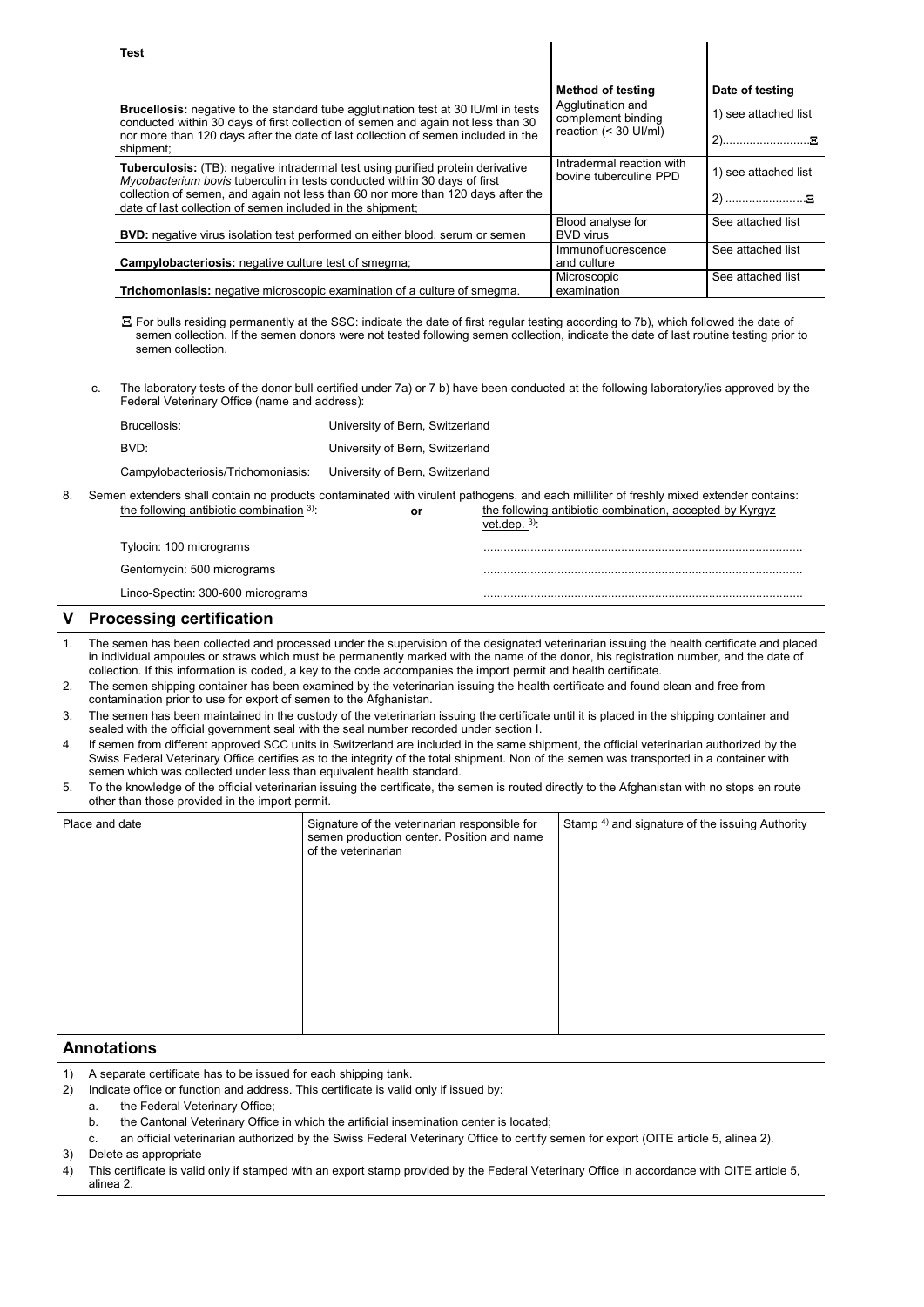| Test | Method of testing | Date of testing |
|---|---|---|
| **Brucellosis:** negative to the standard tube agglutination test at 30 IU/ml in tests conducted within 30 days of first collection of semen and again not less than 30 nor more than 120 days after the date of last collection of semen included in the shipment; | Agglutination and complement binding reaction (< 30 UI/ml) | 1) see attached list<br>2)..........................Ξ |
| **Tuberculosis:** (TB): negative intradermal test using purified protein derivative *Mycobacterium bovis* tuberculin in tests conducted within 30 days of first collection of semen, and again not less than 60 nor more than 120 days after the date of last collection of semen included in the shipment; | Intradermal reaction with bovine tuberculine PPD | 1) see attached list<br>2) ........................Ξ |
| **BVD:** negative virus isolation test performed on either blood, serum or semen | Blood analyse for BVD virus | See attached list |
| **Campylobacteriosis:** negative culture test of smegma; | Immunofluorescence and culture | See attached list |
| **Trichomoniasis:** negative microscopic examination of a culture of smegma. | Microscopic examination | See attached list |

Ξ For bulls residing permanently at the SSC: indicate the date of first regular testing according to 7b), which followed the date of semen collection. If the semen donors were not tested following semen collection, indicate the date of last routine testing prior to semen collection.

c. The laboratory tests of the donor bull certified under 7a) or 7 b) have been conducted at the following laboratory/ies approved by the Federal Veterinary Office (name and address):

| | |
|---|---|
| Brucellosis: | University of Bern, Switzerland |
| BVD: | University of Bern, Switzerland |
| Campylobacteriosis/Trichomoniasis: | University of Bern, Switzerland |

8. Semen extenders shall contain no products contaminated with virulent pathogens, and each milliliter of freshly mixed extender contains:

| the following antibiotic combination [3]: | or | the following antibiotic combination, accepted by Kyrgyz vet.dep. [3]: |
|---|---|---|
| Tylocin: 100 micrograms | | .............................................................................................. |
| Gentomycin: 500 micrograms | | .............................................................................................. |
| Linco-Spectin: 300-600 micrograms | | .............................................................................................. |

## V Processing certification

1. The semen has been collected and processed under the supervision of the designated veterinarian issuing the health certificate and placed in individual ampoules or straws which must be permanently marked with the name of the donor, his registration number, and the date of collection. If this information is coded, a key to the code accompanies the import permit and health certificate.
2. The semen shipping container has been examined by the veterinarian issuing the health certificate and found clean and free from contamination prior to use for export of semen to the Afghanistan.
3. The semen has been maintained in the custody of the veterinarian issuing the certificate until it is placed in the shipping container and sealed with the official government seal with the seal number recorded under section I.
4. If semen from different approved SCC units in Switzerland are included in the same shipment, the official veterinarian authorized by the Swiss Federal Veterinary Office certifies as to the integrity of the total shipment. Non of the semen was transported in a container with semen which was collected under less than equivalent health standard.
5. To the knowledge of the official veterinarian issuing the certificate, the semen is routed directly to the Afghanistan with no stops en route other than those provided in the import permit.

| Place and date | Signature of the veterinarian responsible for semen production center. Position and name of the veterinarian | Stamp [4] and signature of the issuing Authority |
|---|---|---|
| | | |

## Annotations

1) A separate certificate has to be issued for each shipping tank.
2) Indicate office or function and address. This certificate is valid only if issued by:
   a. the Federal Veterinary Office;
   b. the Cantonal Veterinary Office in which the artificial insemination center is located;
   c. an official veterinarian authorized by the Swiss Federal Veterinary Office to certify semen for export (OITE article 5, alinea 2).
3) Delete as appropriate
4) This certificate is valid only if stamped with an export stamp provided by the Federal Veterinary Office in accordance with OITE article 5, alinea 2.